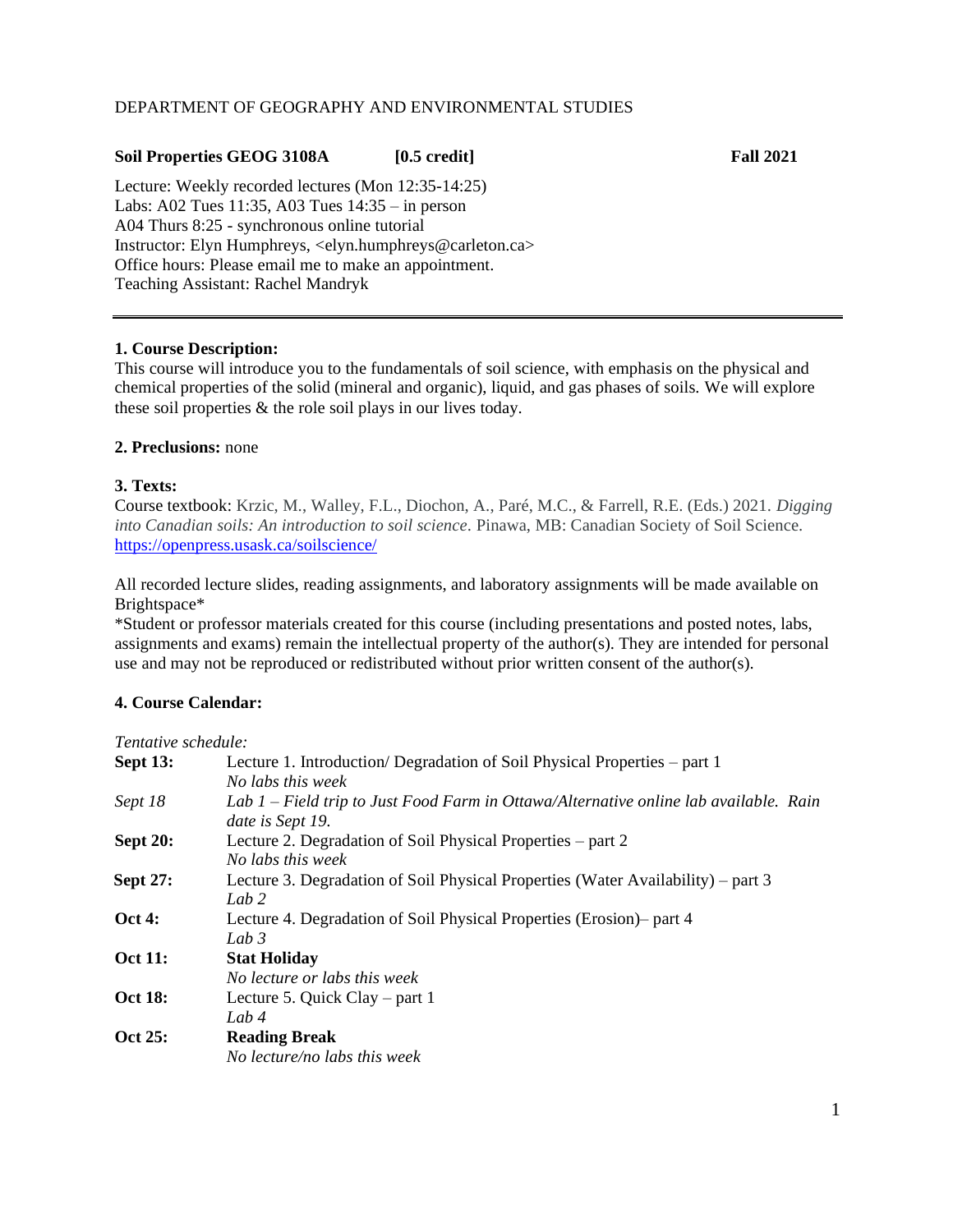DEPARTMENT OF GEOGRAPHY AND ENVIRONMENTAL STUDIES

**Soil Properties GEOG 3108A** **[0.5 credit]** **Fall 2021**

Lecture: Weekly recorded lectures (Mon 12:35-14:25)
Labs: A02 Tues 11:35, A03 Tues 14:35 – in person
A04 Thurs 8:25 - synchronous online tutorial
Instructor: Elyn Humphreys, <elyn.humphreys@carleton.ca>
Office hours: Please email me to make an appointment.
Teaching Assistant: Rachel Mandryk

---

**1. Course Description:**
This course will introduce you to the fundamentals of soil science, with emphasis on the physical and chemical properties of the solid (mineral and organic), liquid, and gas phases of soils. We will explore these soil properties & the role soil plays in our lives today.

**2. Preclusions:** none

**3. Texts:**
Course textbook: Krzic, M., Walley, F.L., Diochon, A., Paré, M.C., & Farrell, R.E. (Eds.) 2021. *Digging into Canadian soils: An introduction to soil science*. Pinawa, MB: Canadian Society of Soil Science. https://openpress.usask.ca/soilscience/

All recorded lecture slides, reading assignments, and laboratory assignments will be made available on Brightspace*
*Student or professor materials created for this course (including presentations and posted notes, labs, assignments and exams) remain the intellectual property of the author(s). They are intended for personal use and may not be reproduced or redistributed without prior written consent of the author(s).

**4. Course Calendar:**

*Tentative schedule:*

| | |
|---|---|
| **Sept 13:** | Lecture 1. Introduction/ Degradation of Soil Physical Properties – part 1<br>*No labs this week* |
| *Sept 18* | *Lab 1 – Field trip to Just Food Farm in Ottawa/Alternative online lab available. Rain date is Sept 19.* |
| **Sept 20:** | Lecture 2. Degradation of Soil Physical Properties – part 2<br>*No labs this week* |
| **Sept 27:** | Lecture 3. Degradation of Soil Physical Properties (Water Availability) – part 3<br>*Lab 2* |
| **Oct 4:** | Lecture 4. Degradation of Soil Physical Properties (Erosion)– part 4<br>*Lab 3* |
| **Oct 11:** | **Stat Holiday**<br>*No lecture or labs this week* |
| **Oct 18:** | Lecture 5. Quick Clay – part 1<br>*Lab 4* |
| **Oct 25:** | **Reading Break**<br>*No lecture/no labs this week* |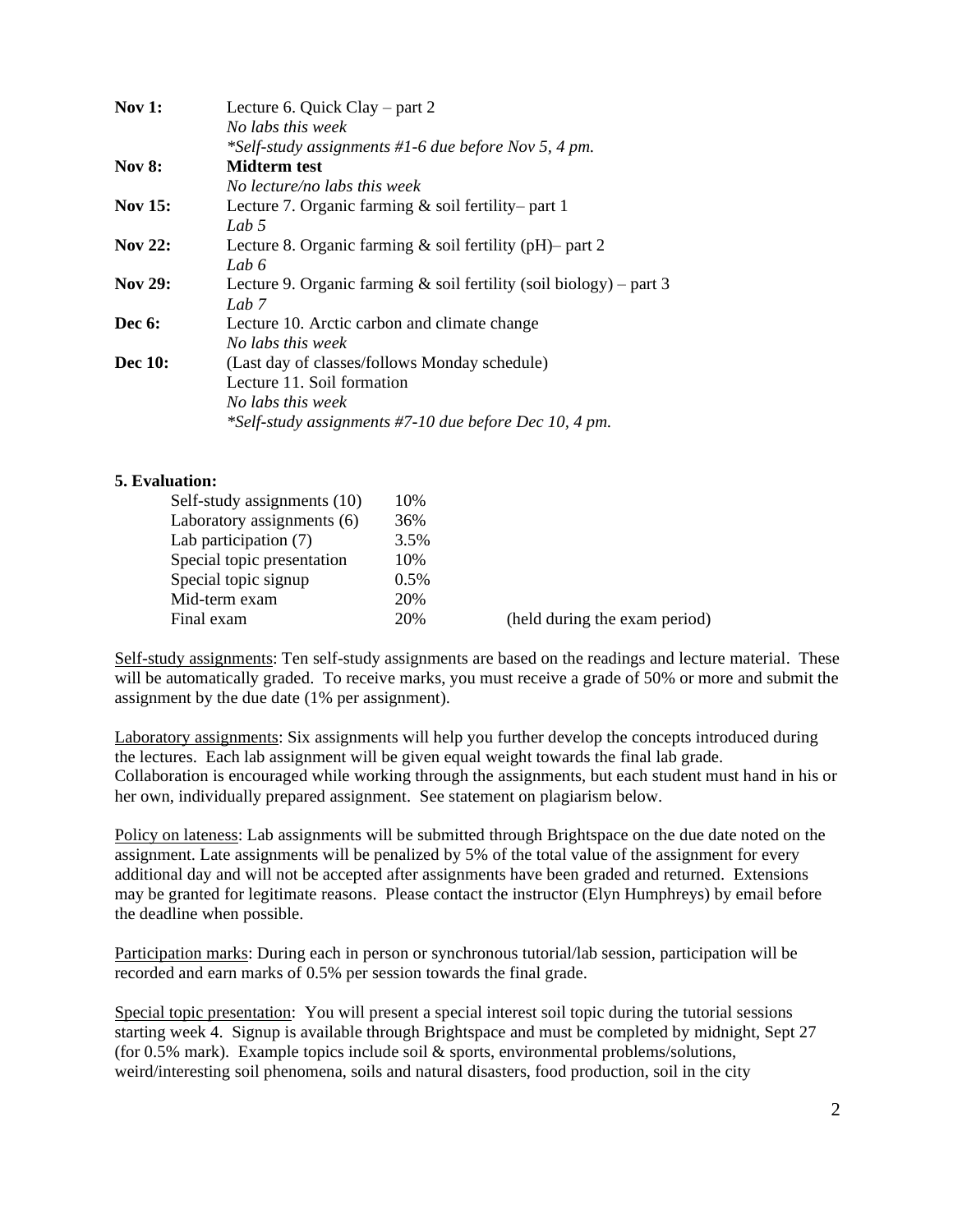| | |
|---|---|
| **Nov 1:** | Lecture 6. Quick Clay – part 2<br>*No labs this week*<br>*\*Self-study assignments #1-6 due before Nov 5, 4 pm.* |
| **Nov 8:** | **Midterm test**<br>*No lecture/no labs this week* |
| **Nov 15:** | Lecture 7. Organic farming & soil fertility– part 1<br>*Lab 5* |
| **Nov 22:** | Lecture 8. Organic farming & soil fertility (pH)– part 2<br>*Lab 6* |
| **Nov 29:** | Lecture 9. Organic farming & soil fertility (soil biology) – part 3<br>*Lab 7* |
| **Dec 6:** | Lecture 10. Arctic carbon and climate change<br>*No labs this week* |
| **Dec 10:** | (Last day of classes/follows Monday schedule)<br>Lecture 11. Soil formation<br>*No labs this week*<br>*\*Self-study assignments #7-10 due before Dec 10, 4 pm.* |

### 5. Evaluation:

| | | |
|---|---|---|
| Self-study assignments (10) | 10% | |
| Laboratory assignments (6) | 36% | |
| Lab participation (7) | 3.5% | |
| Special topic presentation | 10% | |
| Special topic signup | 0.5% | |
| Mid-term exam | 20% | |
| Final exam | 20% | (held during the exam period) |

<u>Self-study assignments</u>: Ten self-study assignments are based on the readings and lecture material. These will be automatically graded. To receive marks, you must receive a grade of 50% or more and submit the assignment by the due date (1% per assignment).

<u>Laboratory assignments</u>: Six assignments will help you further develop the concepts introduced during the lectures. Each lab assignment will be given equal weight towards the final lab grade. Collaboration is encouraged while working through the assignments, but each student must hand in his or her own, individually prepared assignment. See statement on plagiarism below.

<u>Policy on lateness</u>: Lab assignments will be submitted through Brightspace on the due date noted on the assignment. Late assignments will be penalized by 5% of the total value of the assignment for every additional day and will not be accepted after assignments have been graded and returned. Extensions may be granted for legitimate reasons. Please contact the instructor (Elyn Humphreys) by email before the deadline when possible.

<u>Participation marks</u>: During each in person or synchronous tutorial/lab session, participation will be recorded and earn marks of 0.5% per session towards the final grade.

<u>Special topic presentation</u>: You will present a special interest soil topic during the tutorial sessions starting week 4. Signup is available through Brightspace and must be completed by midnight, Sept 27 (for 0.5% mark). Example topics include soil & sports, environmental problems/solutions, weird/interesting soil phenomena, soils and natural disasters, food production, soil in the city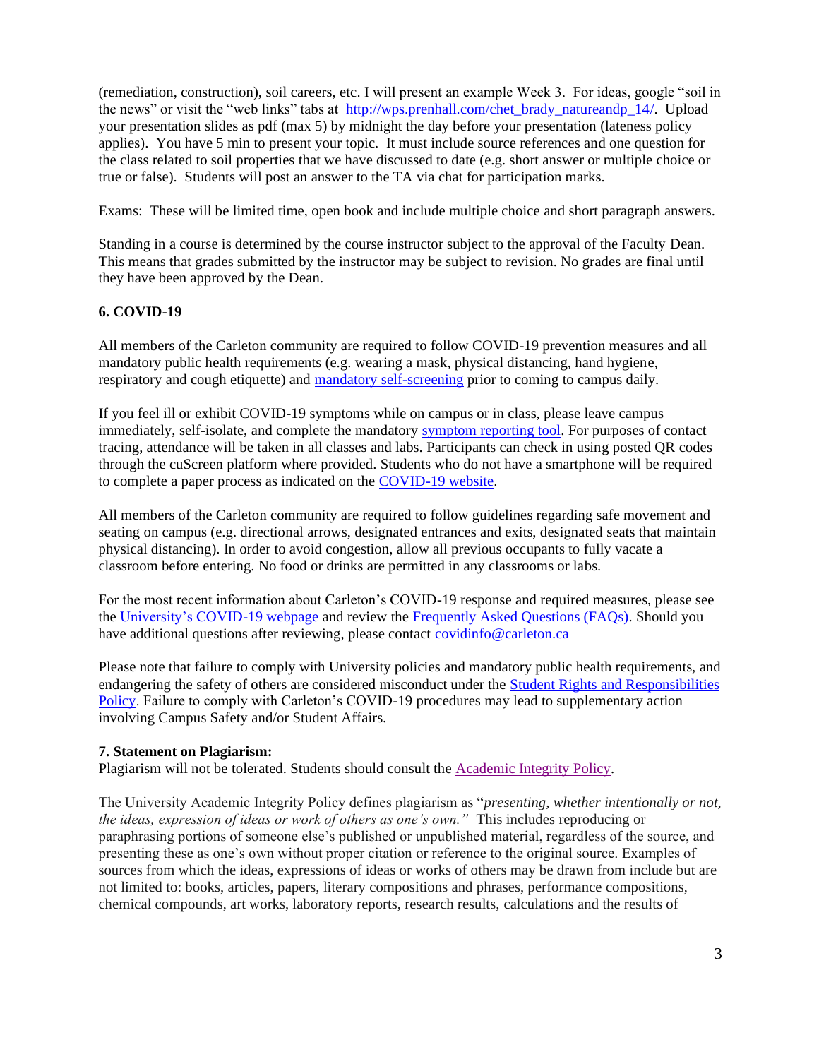(remediation, construction), soil careers, etc. I will present an example Week 3. For ideas, google "soil in the news" or visit the "web links" tabs at [http://wps.prenhall.com/chet_brady_natureandp_14/](http://wps.prenhall.com/chet_brady_natureandp_14/). Upload your presentation slides as pdf (max 5) by midnight the day before your presentation (lateness policy applies). You have 5 min to present your topic. It must include source references and one question for the class related to soil properties that we have discussed to date (e.g. short answer or multiple choice or true or false). Students will post an answer to the TA via chat for participation marks.

Exams: These will be limited time, open book and include multiple choice and short paragraph answers.

Standing in a course is determined by the course instructor subject to the approval of the Faculty Dean. This means that grades submitted by the instructor may be subject to revision. No grades are final until they have been approved by the Dean.

## 6. COVID-19

All members of the Carleton community are required to follow COVID-19 prevention measures and all mandatory public health requirements (e.g. wearing a mask, physical distancing, hand hygiene, respiratory and cough etiquette) and mandatory self-screening prior to coming to campus daily.

If you feel ill or exhibit COVID-19 symptoms while on campus or in class, please leave campus immediately, self-isolate, and complete the mandatory symptom reporting tool. For purposes of contact tracing, attendance will be taken in all classes and labs. Participants can check in using posted QR codes through the cuScreen platform where provided. Students who do not have a smartphone will be required to complete a paper process as indicated on the COVID-19 website.

All members of the Carleton community are required to follow guidelines regarding safe movement and seating on campus (e.g. directional arrows, designated entrances and exits, designated seats that maintain physical distancing). In order to avoid congestion, allow all previous occupants to fully vacate a classroom before entering. No food or drinks are permitted in any classrooms or labs.

For the most recent information about Carleton's COVID-19 response and required measures, please see the University's COVID-19 webpage and review the Frequently Asked Questions (FAQs). Should you have additional questions after reviewing, please contact covidinfo@carleton.ca

Please note that failure to comply with University policies and mandatory public health requirements, and endangering the safety of others are considered misconduct under the Student Rights and Responsibilities Policy. Failure to comply with Carleton's COVID-19 procedures may lead to supplementary action involving Campus Safety and/or Student Affairs.

## 7. Statement on Plagiarism:

Plagiarism will not be tolerated. Students should consult the Academic Integrity Policy.

The University Academic Integrity Policy defines plagiarism as "*presenting, whether intentionally or not, the ideas, expression of ideas or work of others as one's own.*" This includes reproducing or paraphrasing portions of someone else's published or unpublished material, regardless of the source, and presenting these as one's own without proper citation or reference to the original source. Examples of sources from which the ideas, expressions of ideas or works of others may be drawn from include but are not limited to: books, articles, papers, literary compositions and phrases, performance compositions, chemical compounds, art works, laboratory reports, research results, calculations and the results of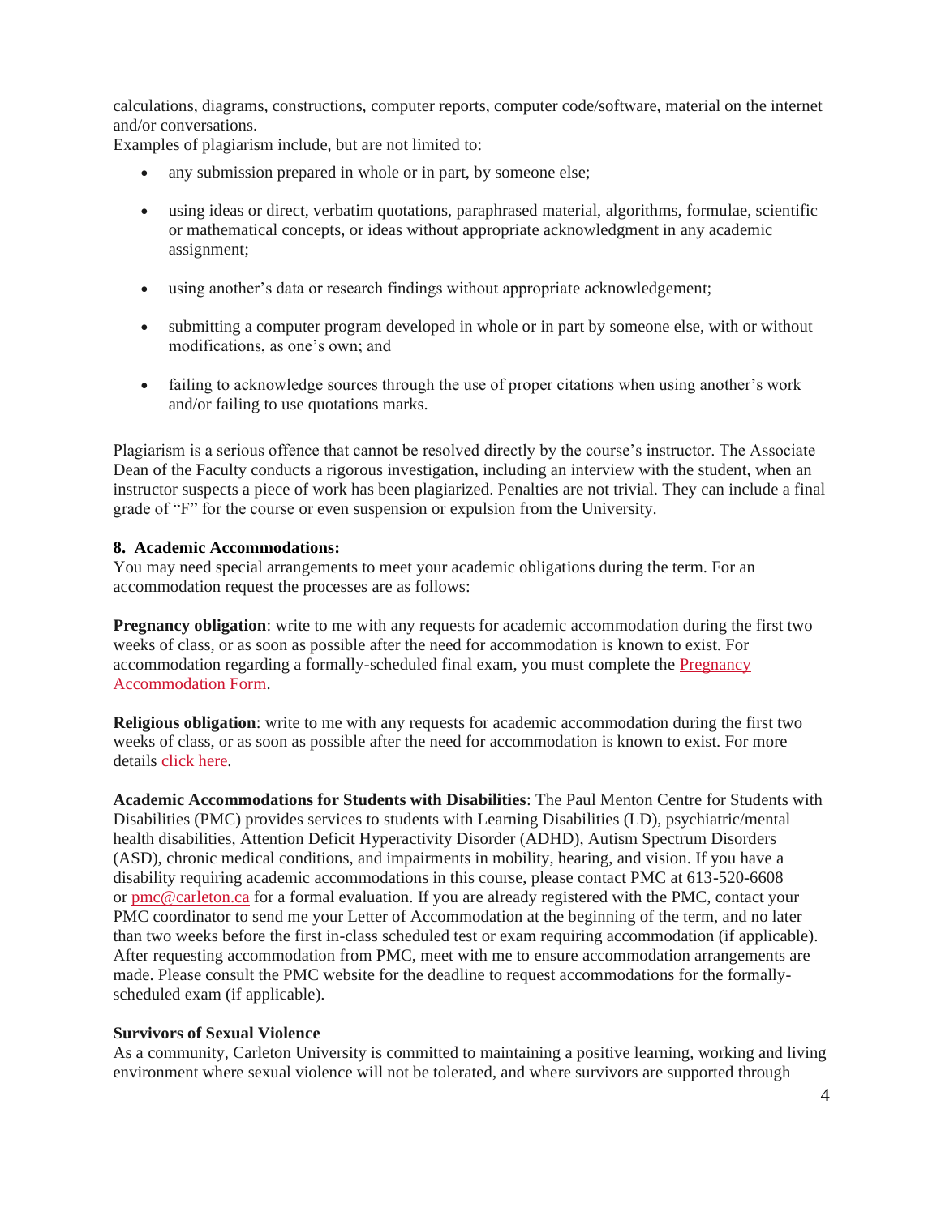calculations, diagrams, constructions, computer reports, computer code/software, material on the internet and/or conversations.

Examples of plagiarism include, but are not limited to:

- any submission prepared in whole or in part, by someone else;
- using ideas or direct, verbatim quotations, paraphrased material, algorithms, formulae, scientific or mathematical concepts, or ideas without appropriate acknowledgment in any academic assignment;
- using another's data or research findings without appropriate acknowledgement;
- submitting a computer program developed in whole or in part by someone else, with or without modifications, as one's own; and
- failing to acknowledge sources through the use of proper citations when using another's work and/or failing to use quotations marks.

Plagiarism is a serious offence that cannot be resolved directly by the course's instructor. The Associate Dean of the Faculty conducts a rigorous investigation, including an interview with the student, when an instructor suspects a piece of work has been plagiarized. Penalties are not trivial. They can include a final grade of "F" for the course or even suspension or expulsion from the University.

**8. Academic Accommodations:**

You may need special arrangements to meet your academic obligations during the term. For an accommodation request the processes are as follows:

**Pregnancy obligation**: write to me with any requests for academic accommodation during the first two weeks of class, or as soon as possible after the need for accommodation is known to exist. For accommodation regarding a formally-scheduled final exam, you must complete the Pregnancy Accommodation Form.

**Religious obligation**: write to me with any requests for academic accommodation during the first two weeks of class, or as soon as possible after the need for accommodation is known to exist. For more details click here.

**Academic Accommodations for Students with Disabilities**: The Paul Menton Centre for Students with Disabilities (PMC) provides services to students with Learning Disabilities (LD), psychiatric/mental health disabilities, Attention Deficit Hyperactivity Disorder (ADHD), Autism Spectrum Disorders (ASD), chronic medical conditions, and impairments in mobility, hearing, and vision. If you have a disability requiring academic accommodations in this course, please contact PMC at 613-520-6608 or pmc@carleton.ca for a formal evaluation. If you are already registered with the PMC, contact your PMC coordinator to send me your Letter of Accommodation at the beginning of the term, and no later than two weeks before the first in-class scheduled test or exam requiring accommodation (if applicable). After requesting accommodation from PMC, meet with me to ensure accommodation arrangements are made. Please consult the PMC website for the deadline to request accommodations for the formally-scheduled exam (if applicable).

**Survivors of Sexual Violence**

As a community, Carleton University is committed to maintaining a positive learning, working and living environment where sexual violence will not be tolerated, and where survivors are supported through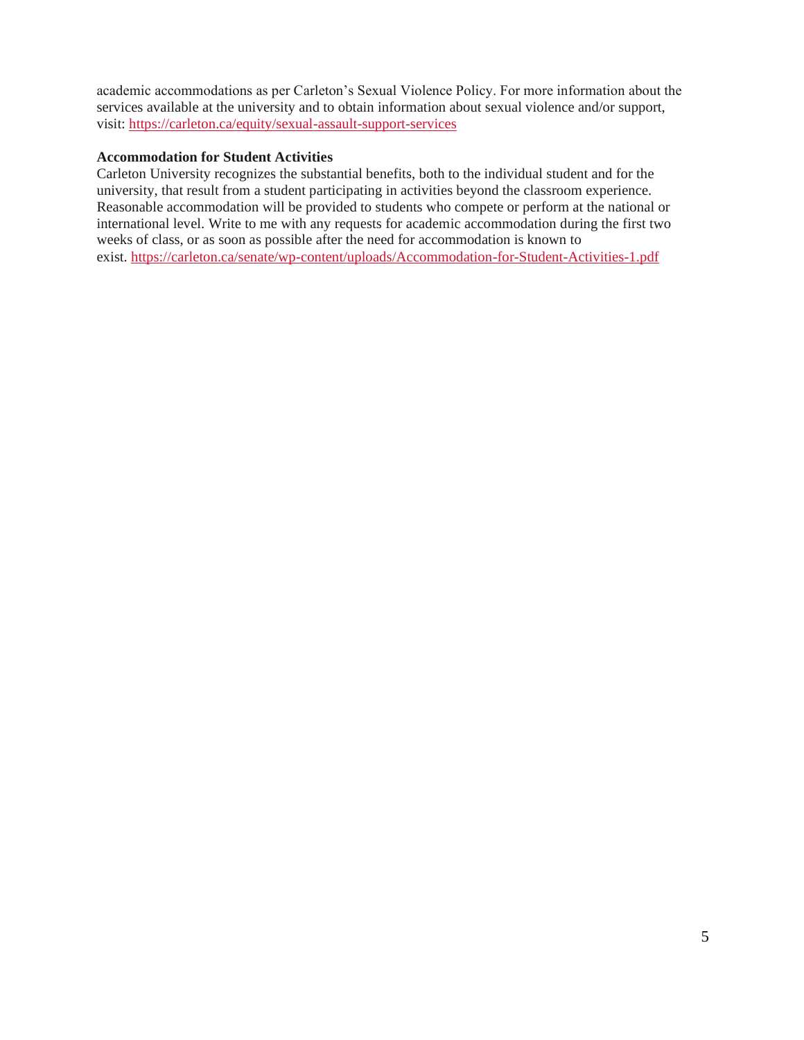academic accommodations as per Carleton's Sexual Violence Policy. For more information about the services available at the university and to obtain information about sexual violence and/or support, visit: https://carleton.ca/equity/sexual-assault-support-services

**Accommodation for Student Activities**

Carleton University recognizes the substantial benefits, both to the individual student and for the university, that result from a student participating in activities beyond the classroom experience. Reasonable accommodation will be provided to students who compete or perform at the national or international level. Write to me with any requests for academic accommodation during the first two weeks of class, or as soon as possible after the need for accommodation is known to exist. https://carleton.ca/senate/wp-content/uploads/Accommodation-for-Student-Activities-1.pdf